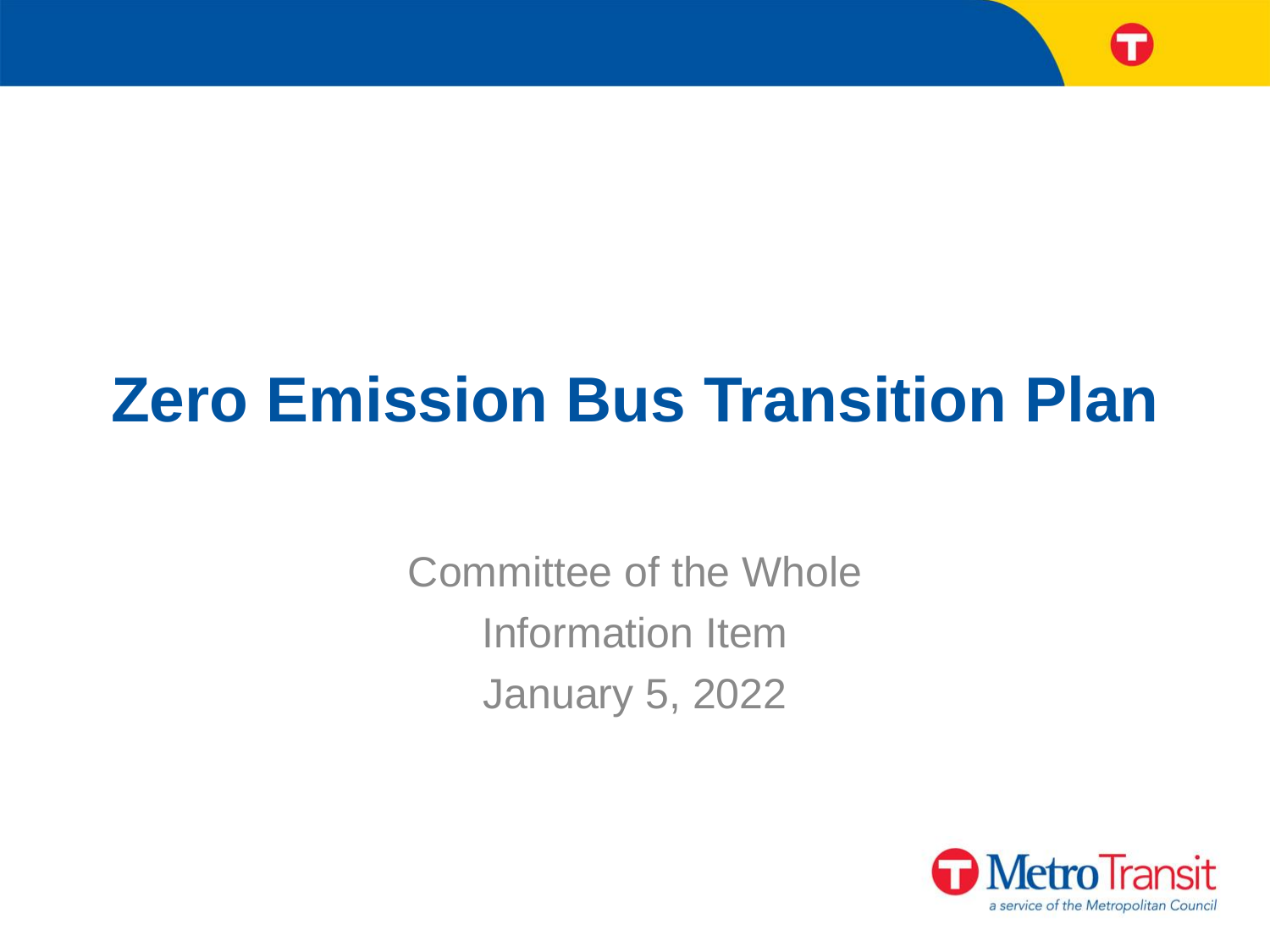# Zero Emission Bus Transition Plan

Committee of the Whole

Information Item

January 5, 2022

Metro Transit

*a service of the Metropolitan Council*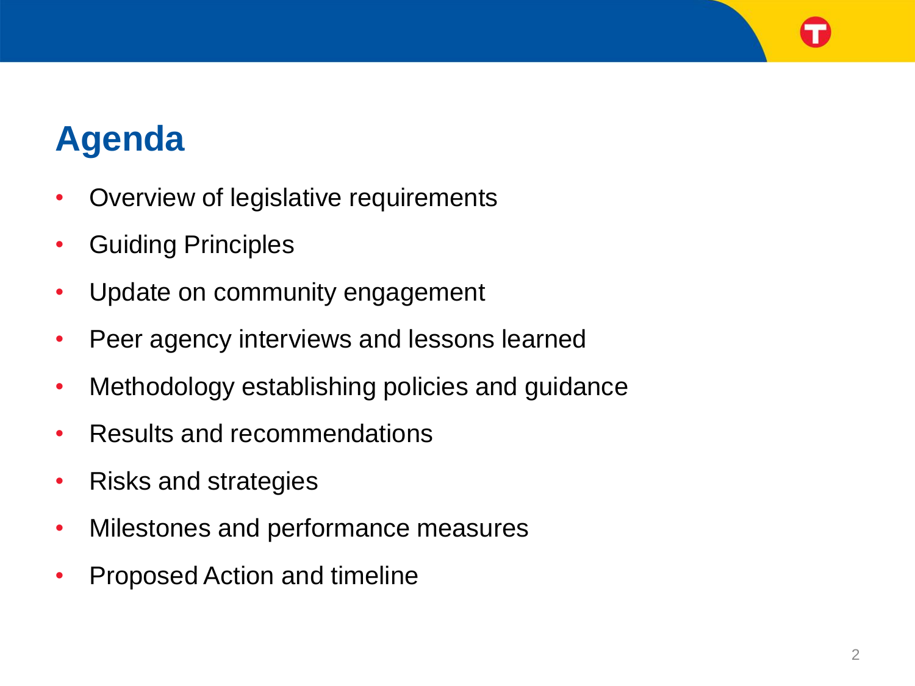# Agenda

- Overview of legislative requirements
- Guiding Principles
- Update on community engagement
- Peer agency interviews and lessons learned
- Methodology establishing policies and guidance
- Results and recommendations
- Risks and strategies
- Milestones and performance measures
- Proposed Action and timeline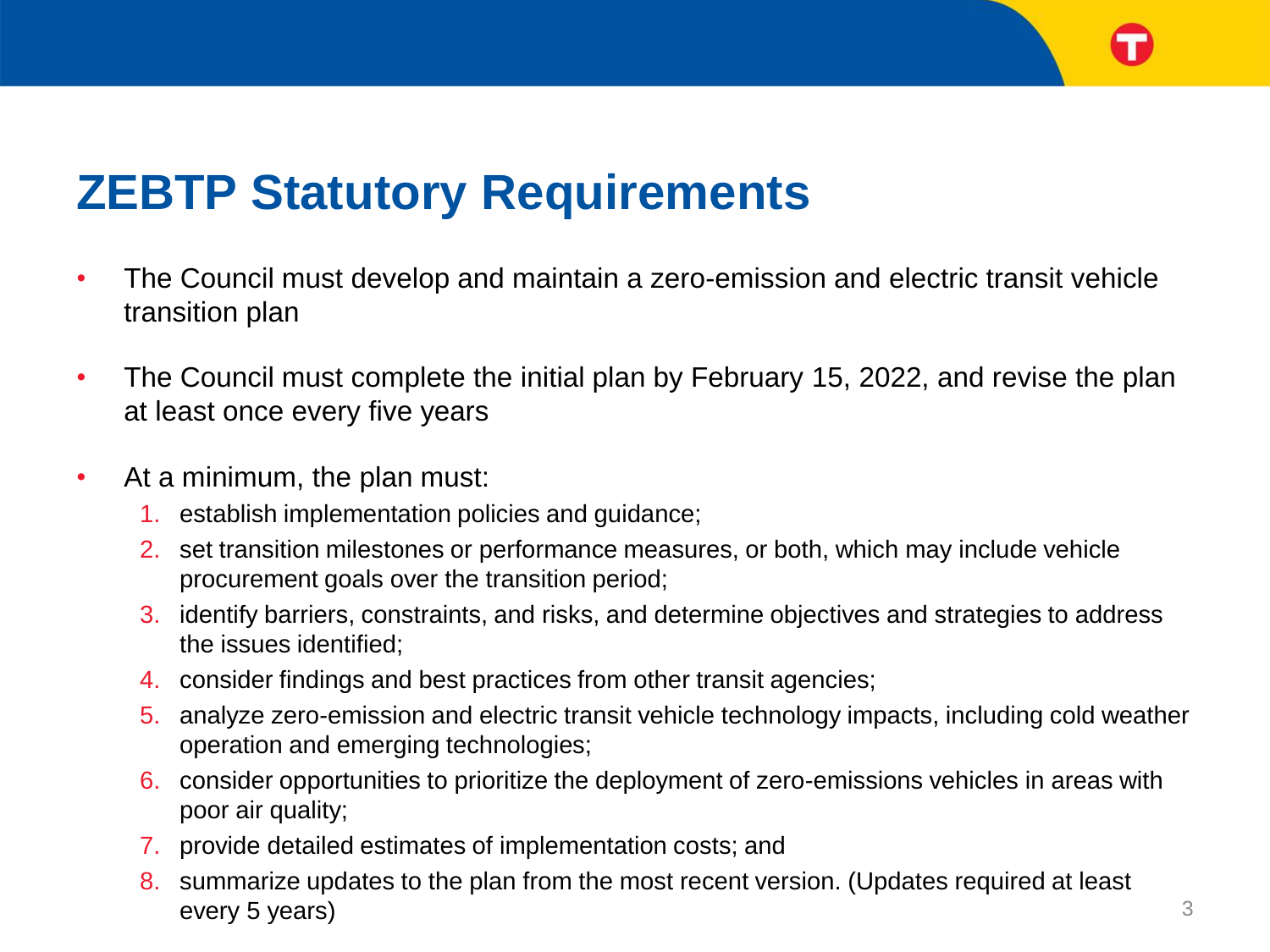# ZEBTP Statutory Requirements

- The Council must develop and maintain a zero-emission and electric transit vehicle transition plan
- The Council must complete the initial plan by February 15, 2022, and revise the plan at least once every five years
- At a minimum, the plan must:
  1. establish implementation policies and guidance;
  2. set transition milestones or performance measures, or both, which may include vehicle procurement goals over the transition period;
  3. identify barriers, constraints, and risks, and determine objectives and strategies to address the issues identified;
  4. consider findings and best practices from other transit agencies;
  5. analyze zero-emission and electric transit vehicle technology impacts, including cold weather operation and emerging technologies;
  6. consider opportunities to prioritize the deployment of zero-emissions vehicles in areas with poor air quality;
  7. provide detailed estimates of implementation costs; and
  8. summarize updates to the plan from the most recent version. (Updates required at least every 5 years)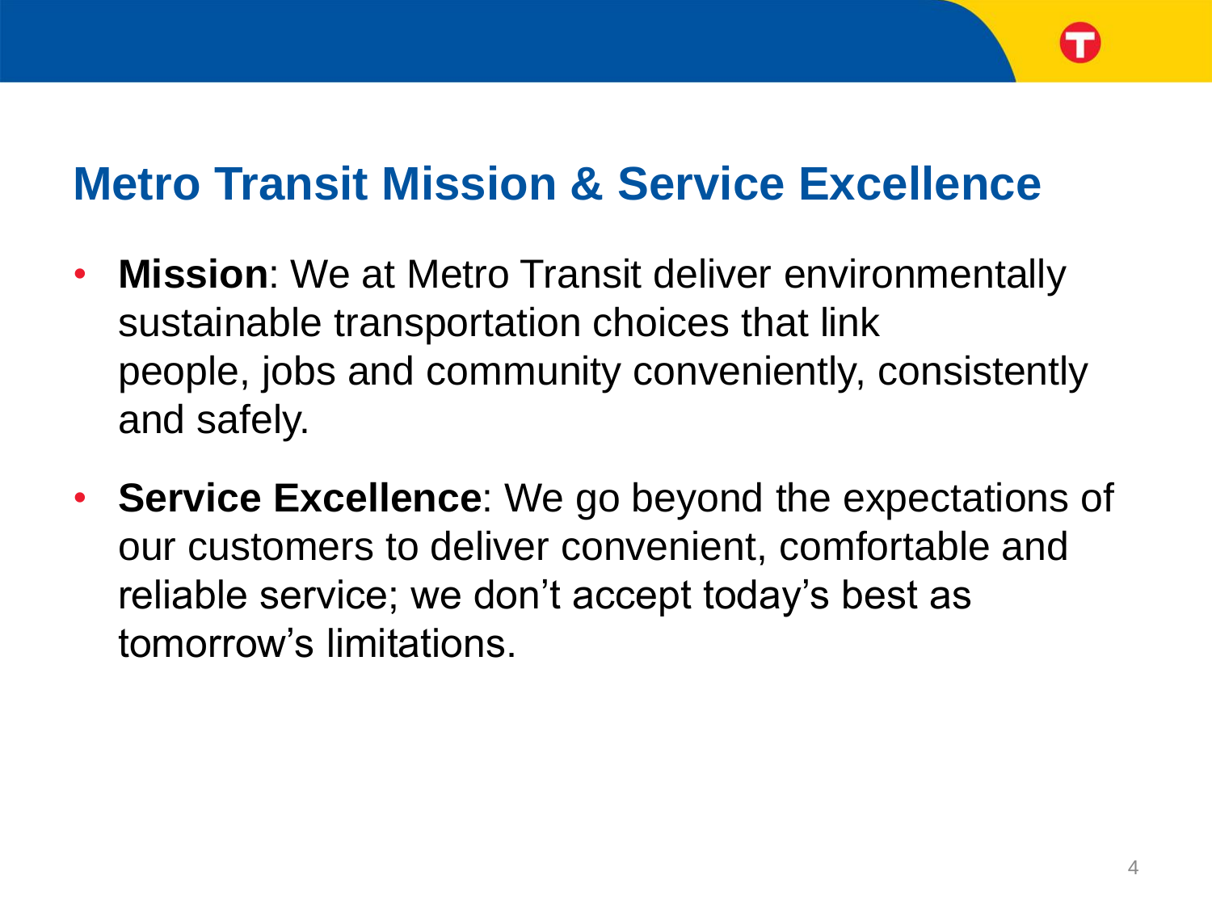# Metro Transit Mission & Service Excellence

- **Mission**: We at Metro Transit deliver environmentally sustainable transportation choices that link people, jobs and community conveniently, consistently and safely.
- **Service Excellence**: We go beyond the expectations of our customers to deliver convenient, comfortable and reliable service; we don't accept today's best as tomorrow's limitations.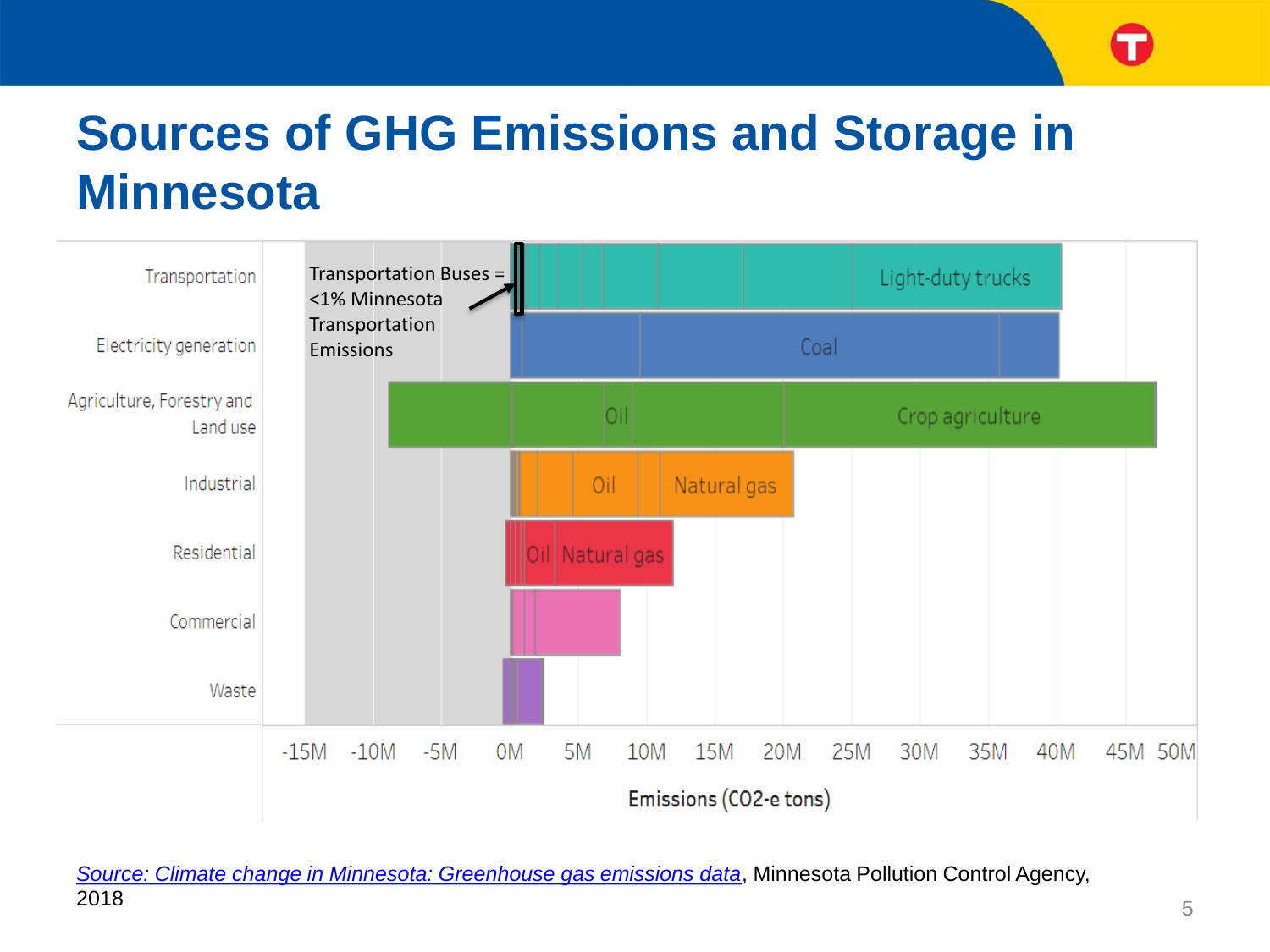# Sources of GHG Emissions and Storage in Minnesota

Transportation Buses = <1% Minnesota Transportation Emissions

| Sector | Labels |
|---|---|
| Transportation | Light-duty trucks |
| Electricity generation | Coal |
| Agriculture, Forestry and Land use | Oil, Crop agriculture |
| Industrial | Oil, Natural gas |
| Residential | Oil, Natural gas |
| Commercial | |
| Waste | |

-15M -10M -5M 0M 5M 10M 15M 20M 25M 30M 35M 40M 45M 50M

Emissions ($CO_2$-e tons)

*Source: Climate change in Minnesota: Greenhouse gas emissions data*, Minnesota Pollution Control Agency, 2018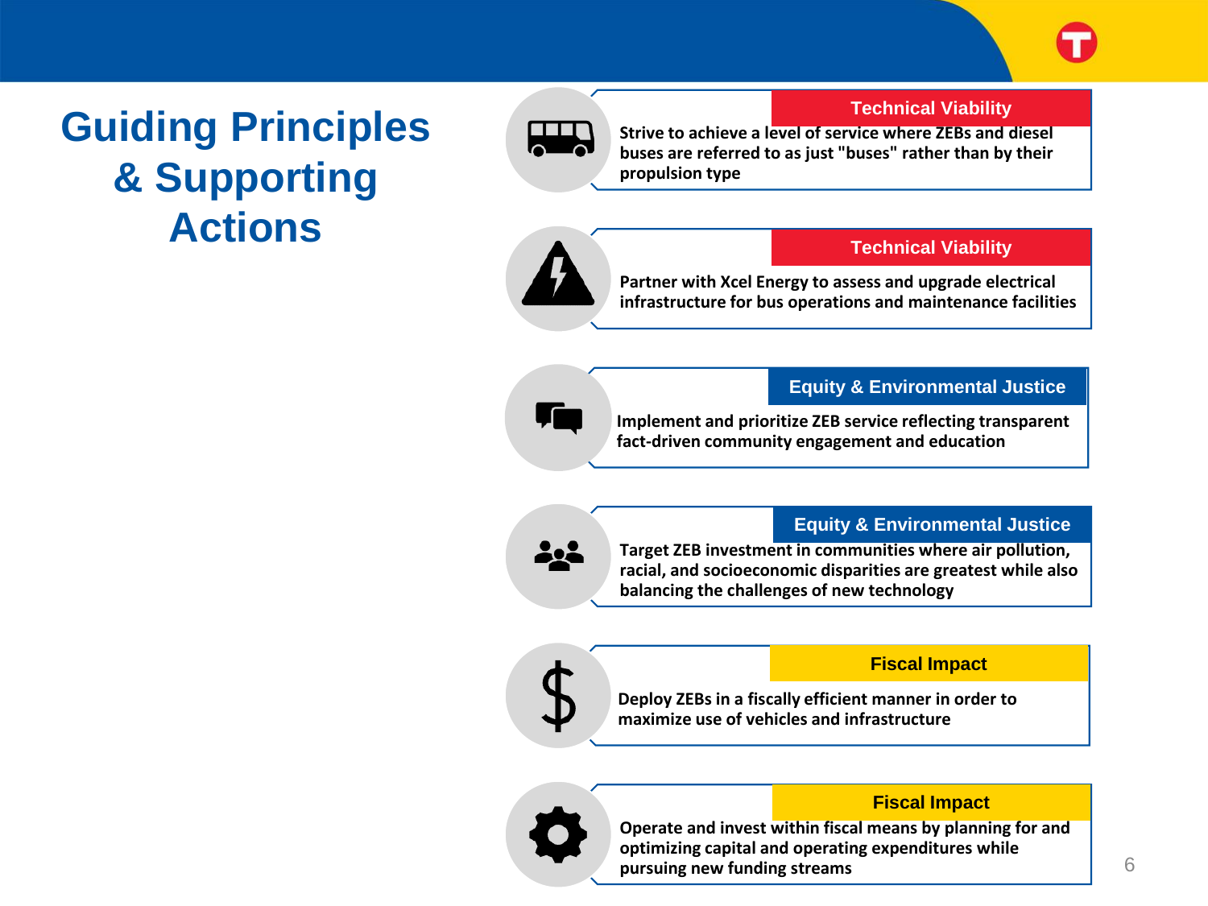# Guiding Principles & Supporting Actions

**Technical Viability**

**Strive to achieve a level of service where ZEBs and diesel buses are referred to as just "buses" rather than by their propulsion type**

**Technical Viability**

**Partner with Xcel Energy to assess and upgrade electrical infrastructure for bus operations and maintenance facilities**

**Equity & Environmental Justice**

**Implement and prioritize ZEB service reflecting transparent fact-driven community engagement and education**

**Equity & Environmental Justice**

**Target ZEB investment in communities where air pollution, racial, and socioeconomic disparities are greatest while also balancing the challenges of new technology**

**Fiscal Impact**

**Deploy ZEBs in a fiscally efficient manner in order to maximize use of vehicles and infrastructure**

**Fiscal Impact**

**Operate and invest within fiscal means by planning for and optimizing capital and operating expenditures while pursuing new funding streams**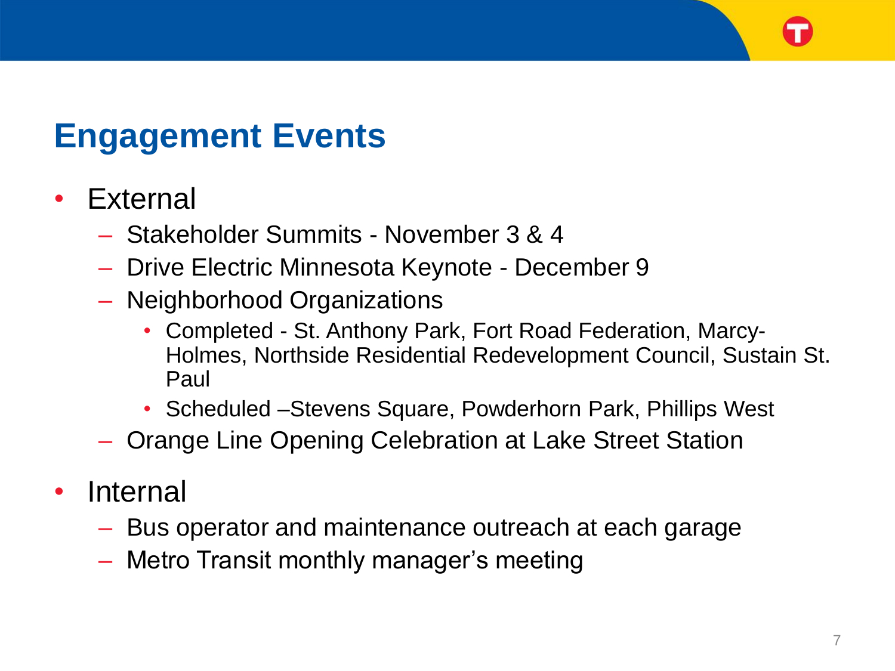# Engagement Events

- External
  - Stakeholder Summits - November 3 & 4
  - Drive Electric Minnesota Keynote - December 9
  - Neighborhood Organizations
    - Completed - St. Anthony Park, Fort Road Federation, Marcy-Holmes, Northside Residential Redevelopment Council, Sustain St. Paul
    - Scheduled –Stevens Square, Powderhorn Park, Phillips West
  - Orange Line Opening Celebration at Lake Street Station
- Internal
  - Bus operator and maintenance outreach at each garage
  - Metro Transit monthly manager's meeting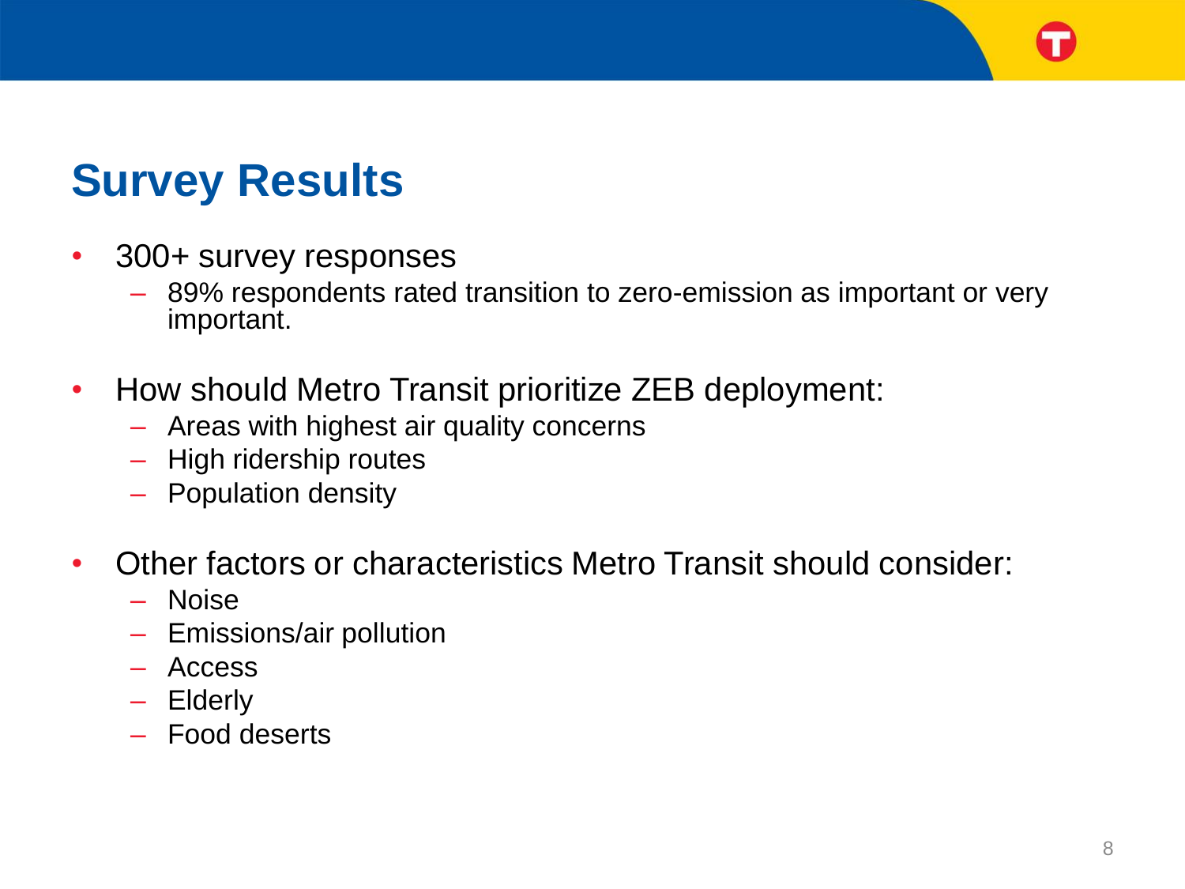## Survey Results

- 300+ survey responses
  - 89% respondents rated transition to zero-emission as important or very important.
- How should Metro Transit prioritize ZEB deployment:
  - Areas with highest air quality concerns
  - High ridership routes
  - Population density
- Other factors or characteristics Metro Transit should consider:
  - Noise
  - Emissions/air pollution
  - Access
  - Elderly
  - Food deserts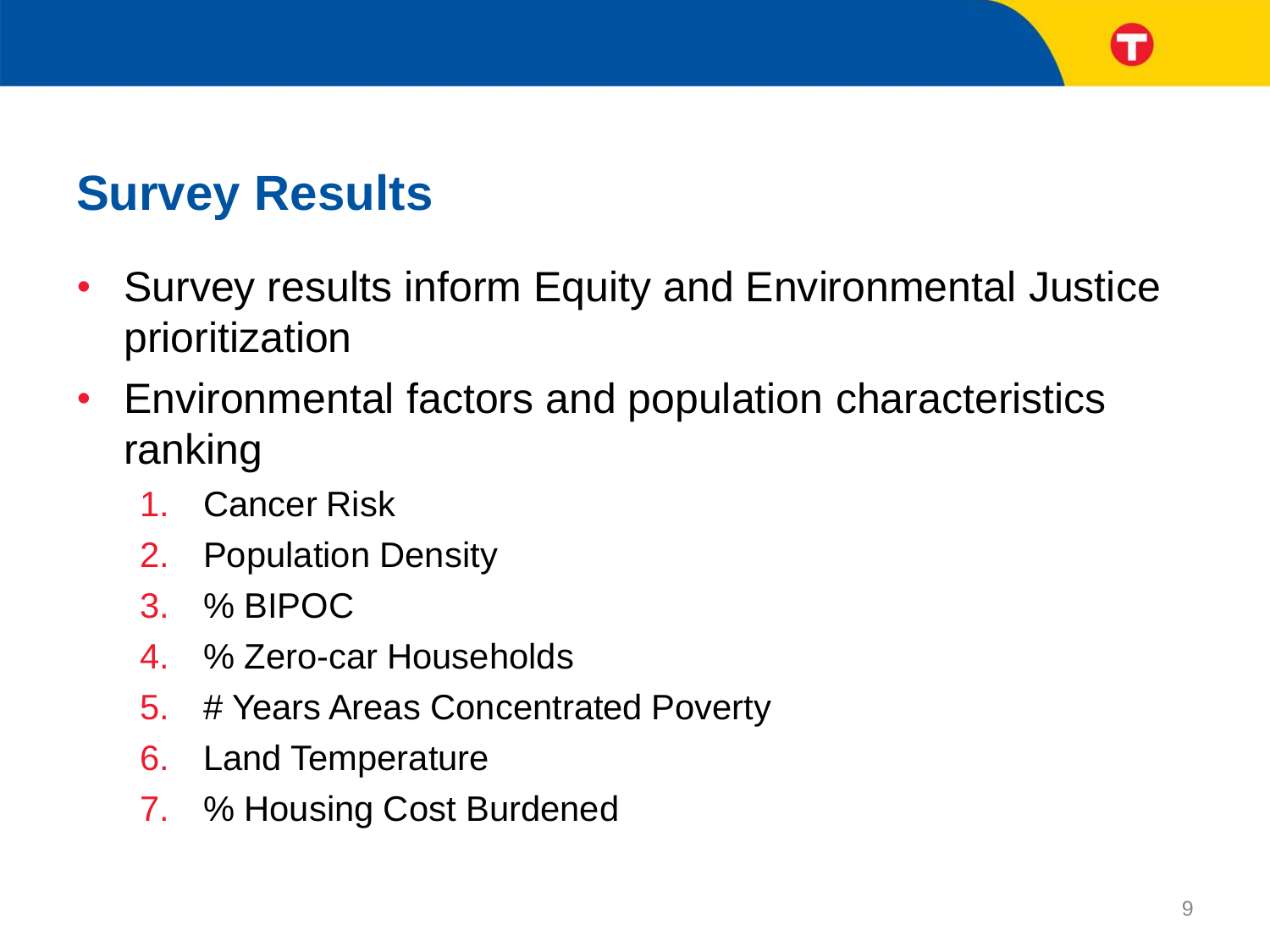## Survey Results

- Survey results inform Equity and Environmental Justice prioritization
- Environmental factors and population characteristics ranking
  1. Cancer Risk
  2. Population Density
  3. % BIPOC
  4. % Zero-car Households
  5. # Years Areas Concentrated Poverty
  6. Land Temperature
  7. % Housing Cost Burdened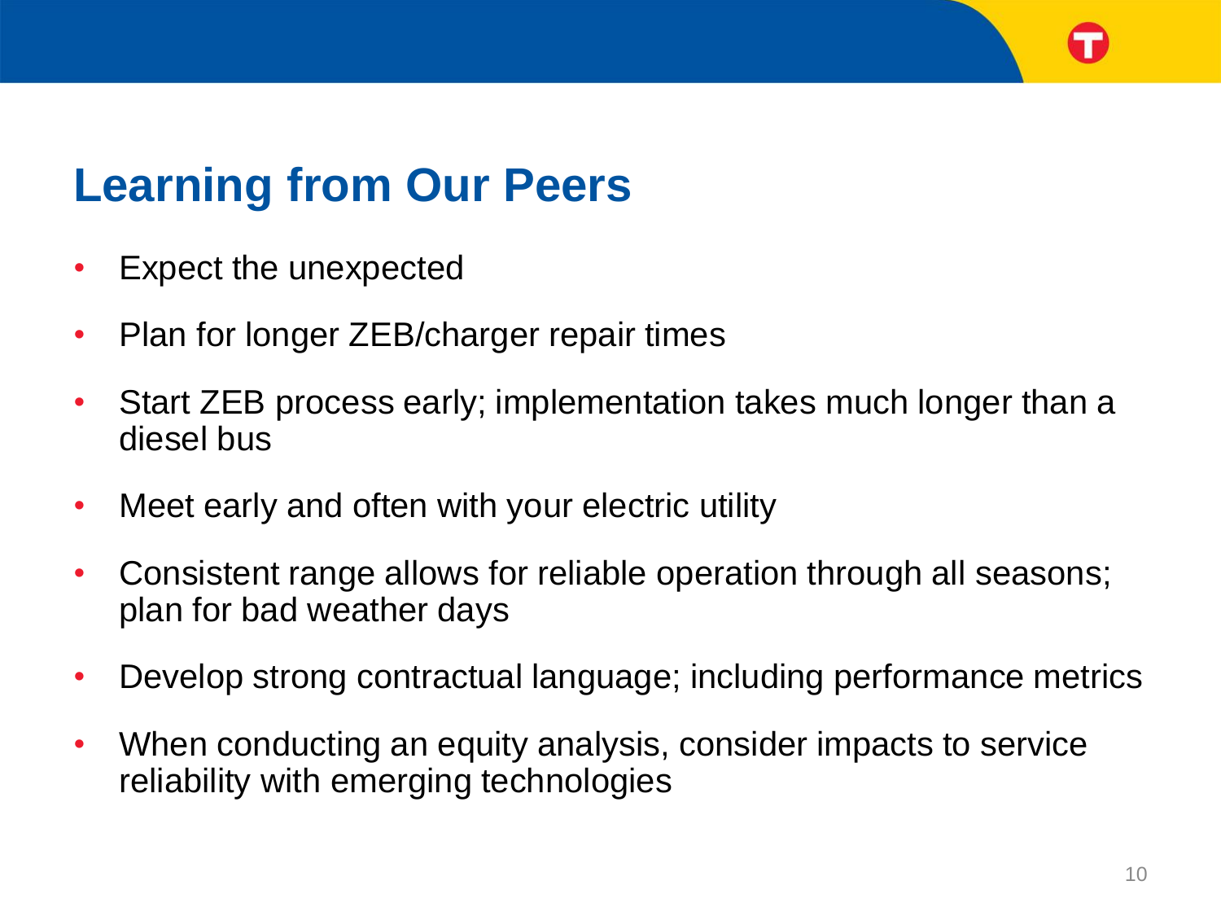# Learning from Our Peers

- Expect the unexpected
- Plan for longer ZEB/charger repair times
- Start ZEB process early; implementation takes much longer than a diesel bus
- Meet early and often with your electric utility
- Consistent range allows for reliable operation through all seasons; plan for bad weather days
- Develop strong contractual language; including performance metrics
- When conducting an equity analysis, consider impacts to service reliability with emerging technologies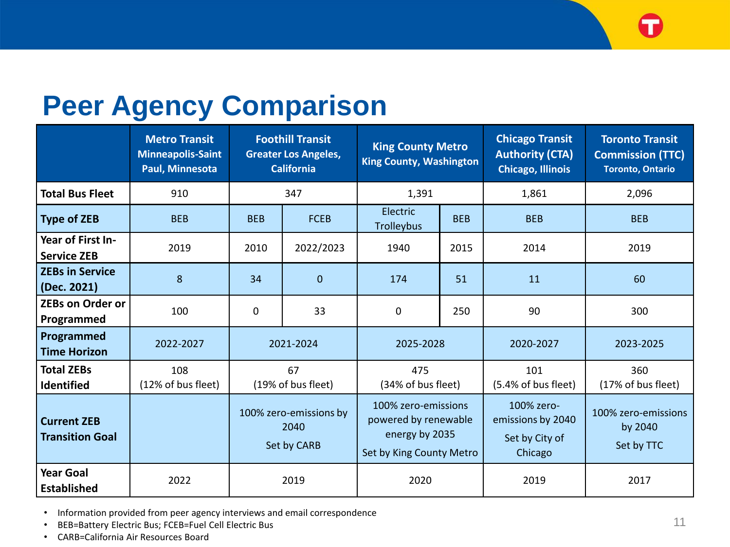# Peer Agency Comparison

| | Metro Transit Minneapolis-Saint Paul, Minnesota | Foothill Transit Greater Los Angeles, California | | King County Metro King County, Washington | | Chicago Transit Authority (CTA) Chicago, Illinois | Toronto Transit Commission (TTC) Toronto, Ontario |
|---|---|---|---|---|---|---|---|
| **Total Bus Fleet** | 910 | 347 | | 1,391 | | 1,861 | 2,096 |
| **Type of ZEB** | BEB | BEB | FCEB | Electric Trolleybus | BEB | BEB | BEB |
| **Year of First In-Service ZEB** | 2019 | 2010 | 2022/2023 | 1940 | 2015 | 2014 | 2019 |
| **ZEBs in Service (Dec. 2021)** | 8 | 34 | 0 | 174 | 51 | 11 | 60 |
| **ZEBs on Order or Programmed** | 100 | 0 | 33 | 0 | 250 | 90 | 300 |
| **Programmed Time Horizon** | 2022-2027 | 2021-2024 | | 2025-2028 | | 2020-2027 | 2023-2025 |
| **Total ZEBs Identified** | 108 (12% of bus fleet) | 67 (19% of bus fleet) | | 475 (34% of bus fleet) | | 101 (5.4% of bus fleet) | 360 (17% of bus fleet) |
| **Current ZEB Transition Goal** | | 100% zero-emissions by 2040<br>Set by CARB | | 100% zero-emissions powered by renewable energy by 2035<br>Set by King County Metro | | 100% zero-emissions by 2040<br>Set by City of Chicago | 100% zero-emissions by 2040<br>Set by TTC |
| **Year Goal Established** | 2022 | 2019 | | 2020 | | 2019 | 2017 |

- Information provided from peer agency interviews and email correspondence
- BEB=Battery Electric Bus; FCEB=Fuel Cell Electric Bus
- CARB=California Air Resources Board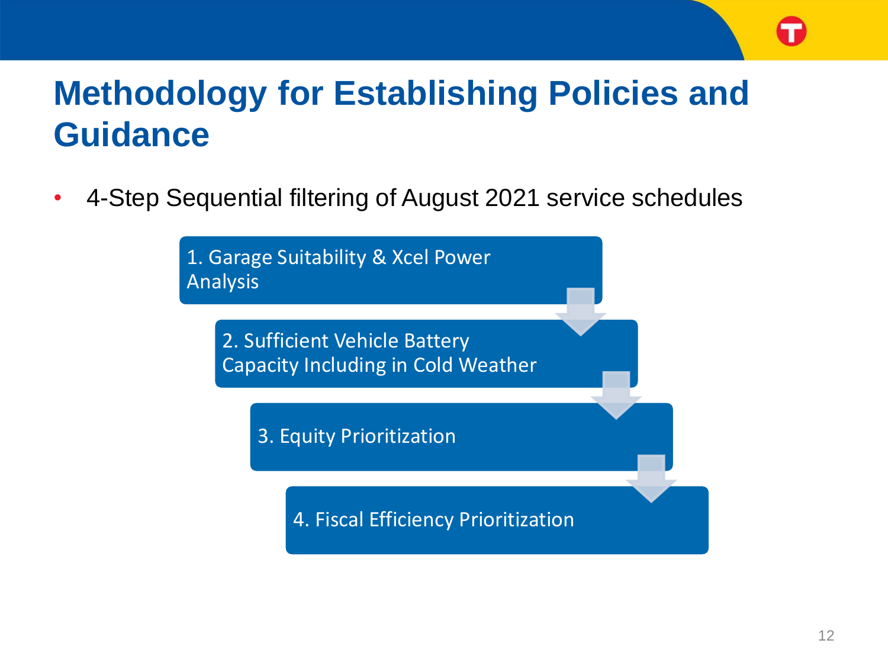# Methodology for Establishing Policies and Guidance

- 4-Step Sequential filtering of August 2021 service schedules

1. Garage Suitability & Xcel Power Analysis
2. Sufficient Vehicle Battery Capacity Including in Cold Weather
3. Equity Prioritization
4. Fiscal Efficiency Prioritization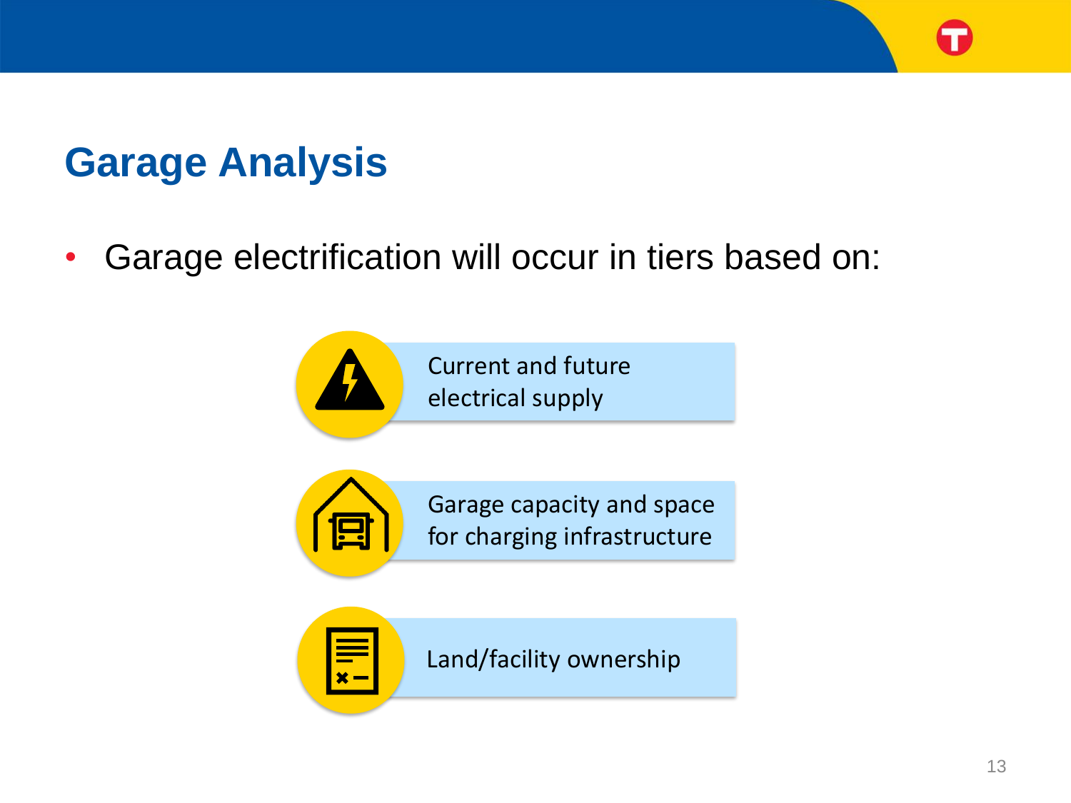# Garage Analysis

- Garage electrification will occur in tiers based on:

  - Current and future electrical supply
  - Garage capacity and space for charging infrastructure
  - Land/facility ownership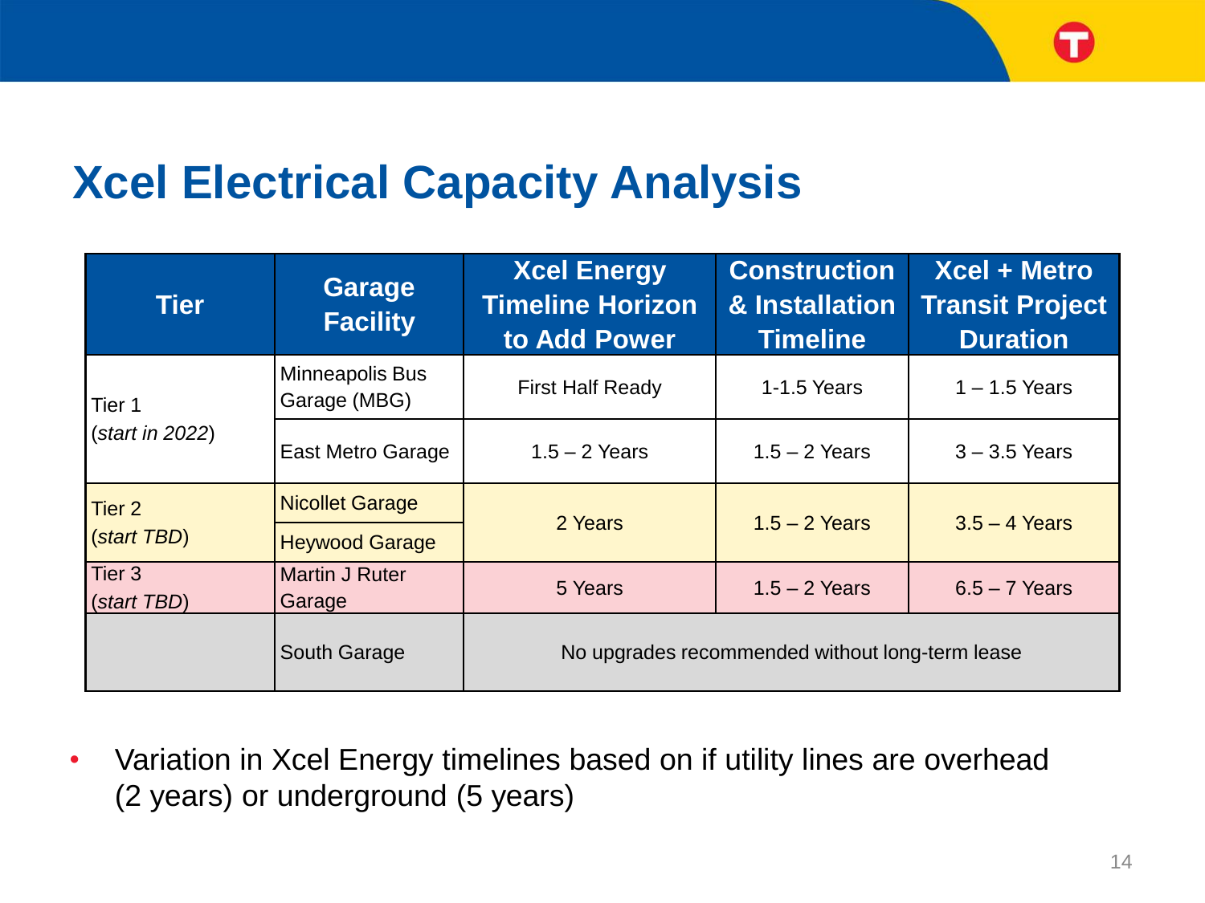# Xcel Electrical Capacity Analysis

| Tier | Garage Facility | Xcel Energy Timeline Horizon to Add Power | Construction & Installation Timeline | Xcel + Metro Transit Project Duration |
|---|---|---|---|---|
| Tier 1 (*start in 2022*) | Minneapolis Bus Garage (MBG) | First Half Ready | 1-1.5 Years | 1 – 1.5 Years |
| | East Metro Garage | 1.5 – 2 Years | 1.5 – 2 Years | 3 – 3.5 Years |
| Tier 2 (*start TBD*) | Nicollet Garage | 2 Years | 1.5 – 2 Years | 3.5 – 4 Years |
| | Heywood Garage | | | |
| Tier 3 (*start TBD*) | Martin J Ruter Garage | 5 Years | 1.5 – 2 Years | 6.5 – 7 Years |
| | South Garage | No upgrades recommended without long-term lease | | |

- Variation in Xcel Energy timelines based on if utility lines are overhead (2 years) or underground (5 years)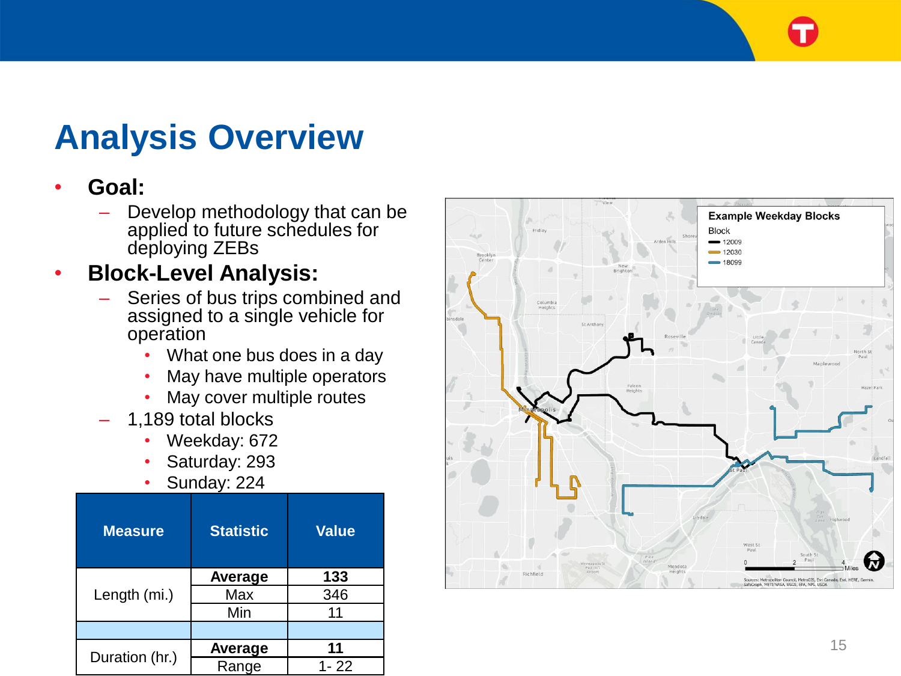# Analysis Overview

- **Goal:**
  - Develop methodology that can be applied to future schedules for deploying ZEBs
- **Block-Level Analysis:**
  - Series of bus trips combined and assigned to a single vehicle for operation
    - What one bus does in a day
    - May have multiple operators
    - May cover multiple routes
  - 1,189 total blocks
    - Weekday: 672
    - Saturday: 293
    - Sunday: 224

| Measure | Statistic | Value |
|---|---|---|
| Length (mi.) | **Average** | **133** |
| | Max | 346 |
| | Min | 11 |
| | | |
| Duration (hr.) | **Average** | **11** |
| | Range | 1- 22 |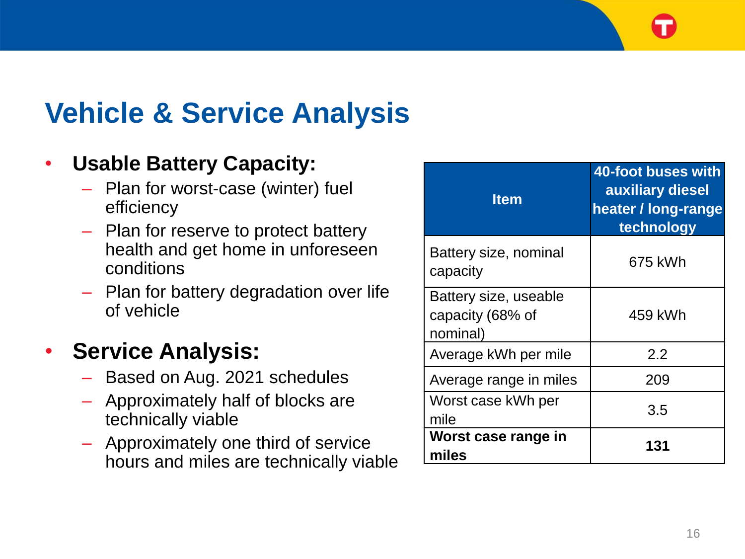# Vehicle & Service Analysis

- **Usable Battery Capacity:**
  - Plan for worst-case (winter) fuel efficiency
  - Plan for reserve to protect battery health and get home in unforeseen conditions
  - Plan for battery degradation over life of vehicle
- **Service Analysis:**
  - Based on Aug. 2021 schedules
  - Approximately half of blocks are technically viable
  - Approximately one third of service hours and miles are technically viable

| Item | 40-foot buses with auxiliary diesel heater / long-range technology |
|---|---|
| Battery size, nominal capacity | 675 kWh |
| Battery size, useable capacity (68% of nominal) | 459 kWh |
| Average kWh per mile | 2.2 |
| Average range in miles | 209 |
| Worst case kWh per mile | 3.5 |
| **Worst case range in miles** | **131** |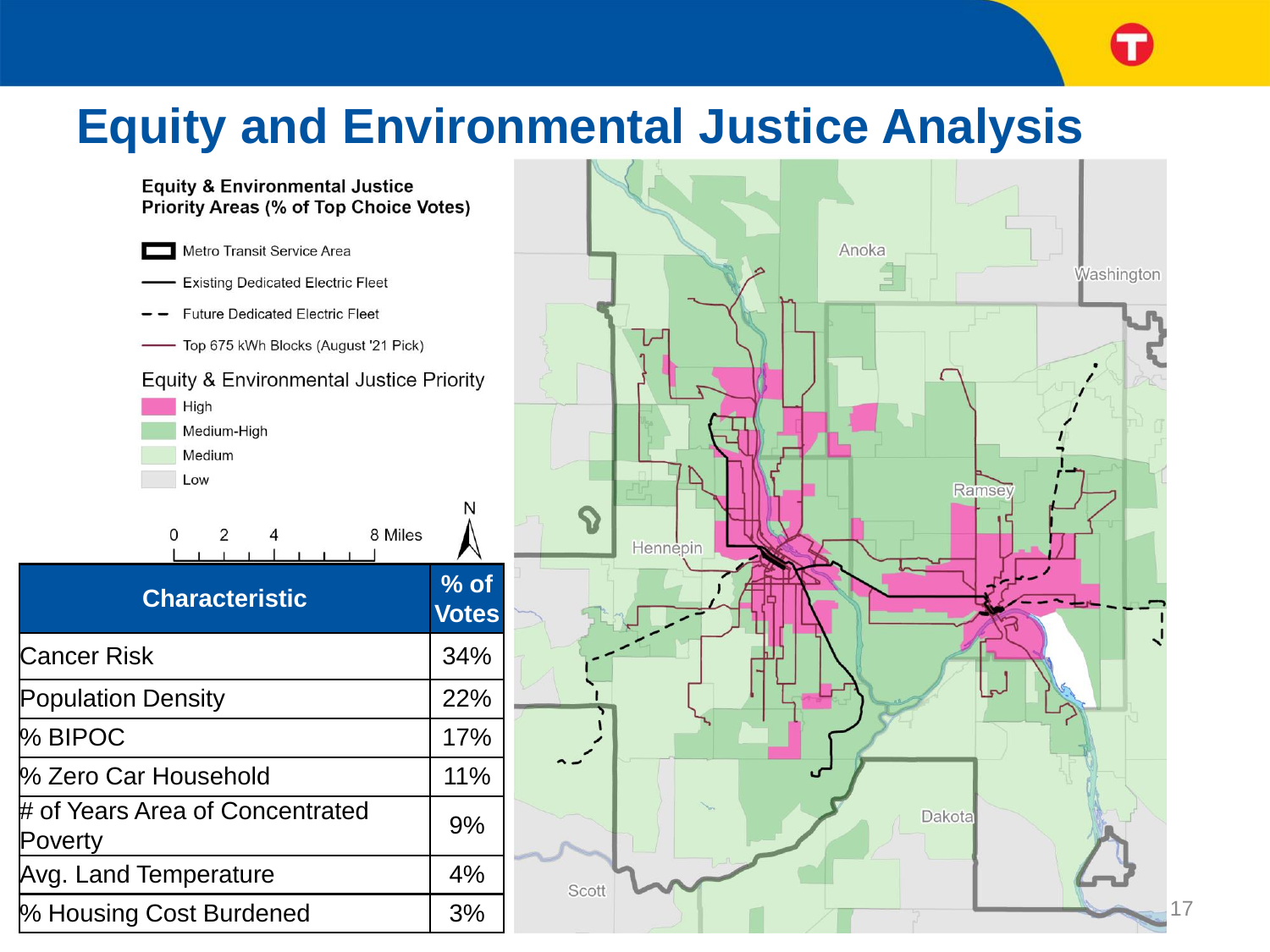# Equity and Environmental Justice Analysis

**Equity & Environmental Justice Priority Areas (% of Top Choice Votes)**

- Metro Transit Service Area
- Existing Dedicated Electric Fleet
- Future Dedicated Electric Fleet
- Top 675 kWh Blocks (August '21 Pick)

Equity & Environmental Justice Priority

- High
- Medium-High
- Medium
- Low

0 2 4 8 Miles

N

| Characteristic | % of Votes |
|---|---|
| Cancer Risk | 34% |
| Population Density | 22% |
| % BIPOC | 17% |
| % Zero Car Household | 11% |
| # of Years Area of Concentrated Poverty | 9% |
| Avg. Land Temperature | 4% |
| % Housing Cost Burdened | 3% |

Anoka

Washington

Ramsey

Hennepin

Dakota

Scott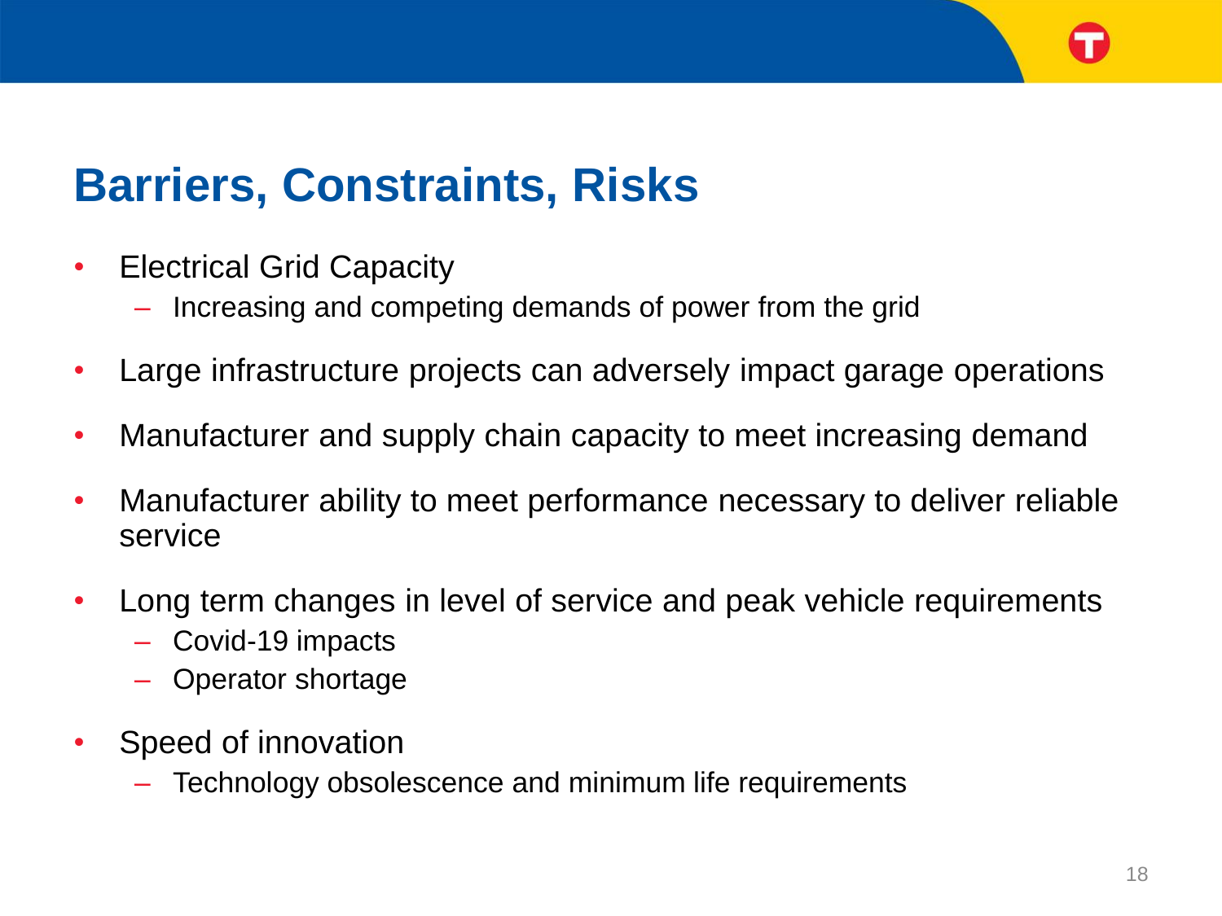# Barriers, Constraints, Risks

- Electrical Grid Capacity
  - Increasing and competing demands of power from the grid
- Large infrastructure projects can adversely impact garage operations
- Manufacturer and supply chain capacity to meet increasing demand
- Manufacturer ability to meet performance necessary to deliver reliable service
- Long term changes in level of service and peak vehicle requirements
  - Covid-19 impacts
  - Operator shortage
- Speed of innovation
  - Technology obsolescence and minimum life requirements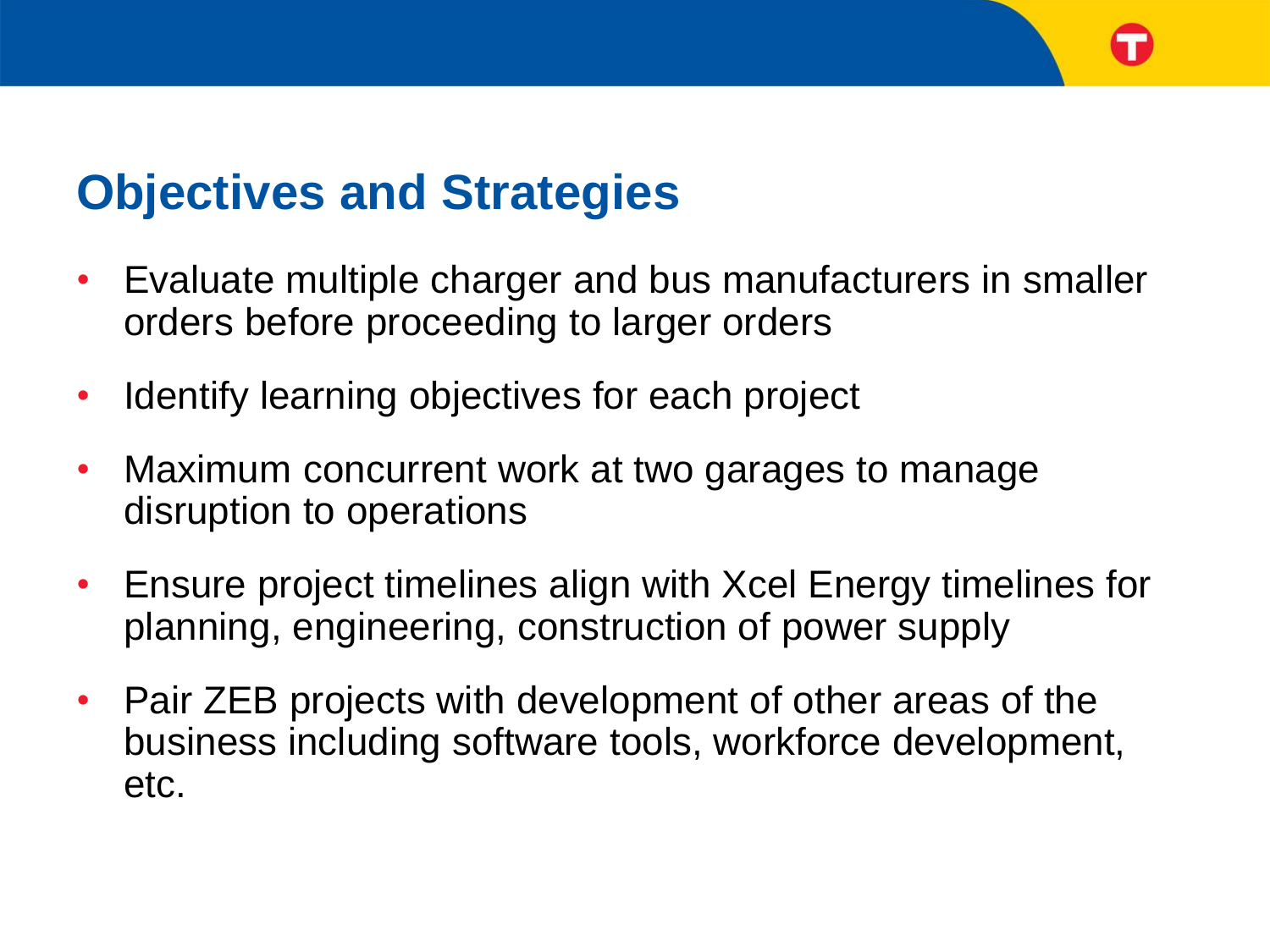# Objectives and Strategies

- Evaluate multiple charger and bus manufacturers in smaller orders before proceeding to larger orders
- Identify learning objectives for each project
- Maximum concurrent work at two garages to manage disruption to operations
- Ensure project timelines align with Xcel Energy timelines for planning, engineering, construction of power supply
- Pair ZEB projects with development of other areas of the business including software tools, workforce development, etc.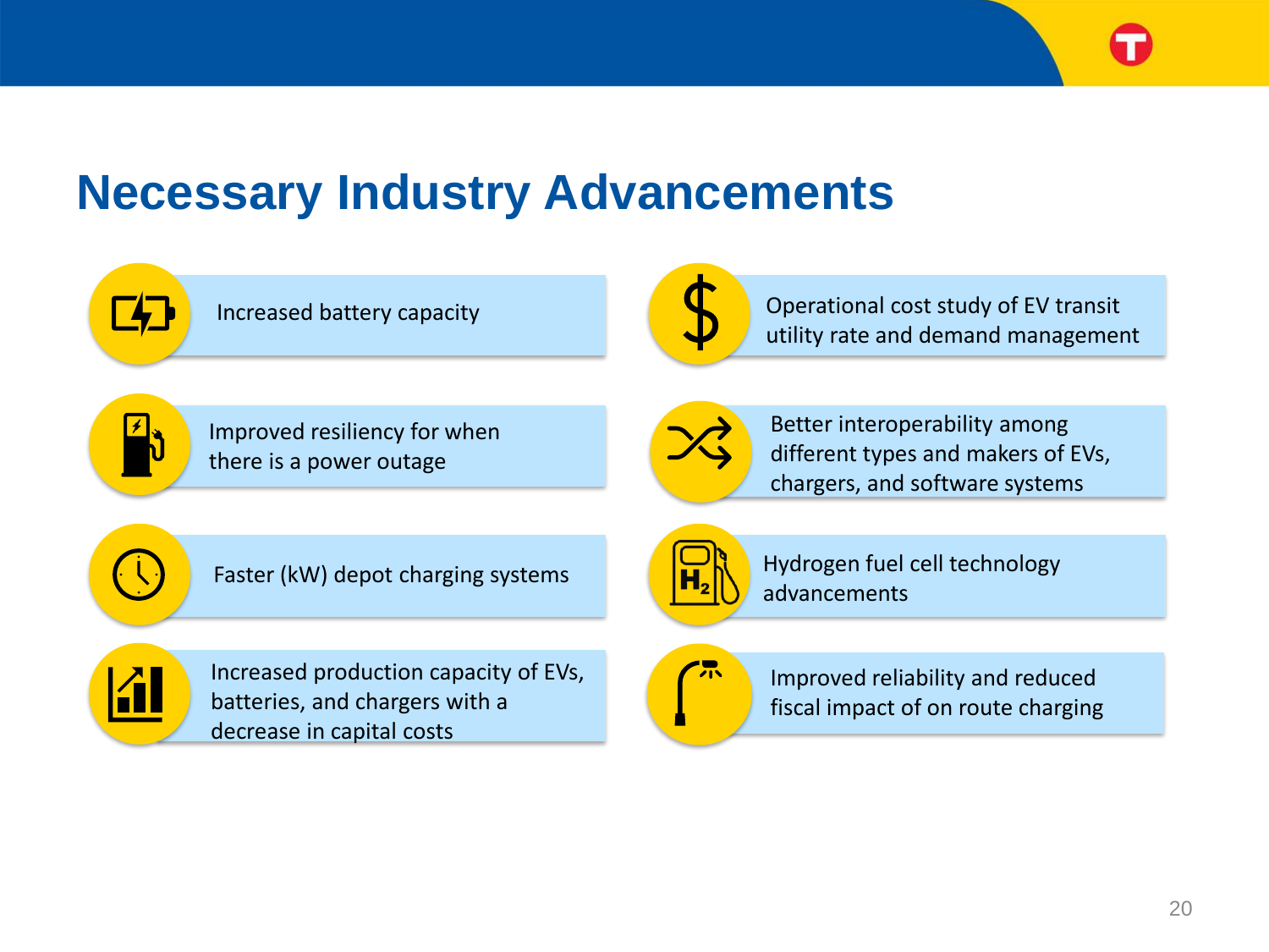# Necessary Industry Advancements

- Increased battery capacity
- Improved resiliency for when there is a power outage
- Faster (kW) depot charging systems
- Increased production capacity of EVs, batteries, and chargers with a decrease in capital costs
- Operational cost study of EV transit utility rate and demand management
- Better interoperability among different types and makers of EVs, chargers, and software systems
- Hydrogen fuel cell technology advancements
- Improved reliability and reduced fiscal impact of on route charging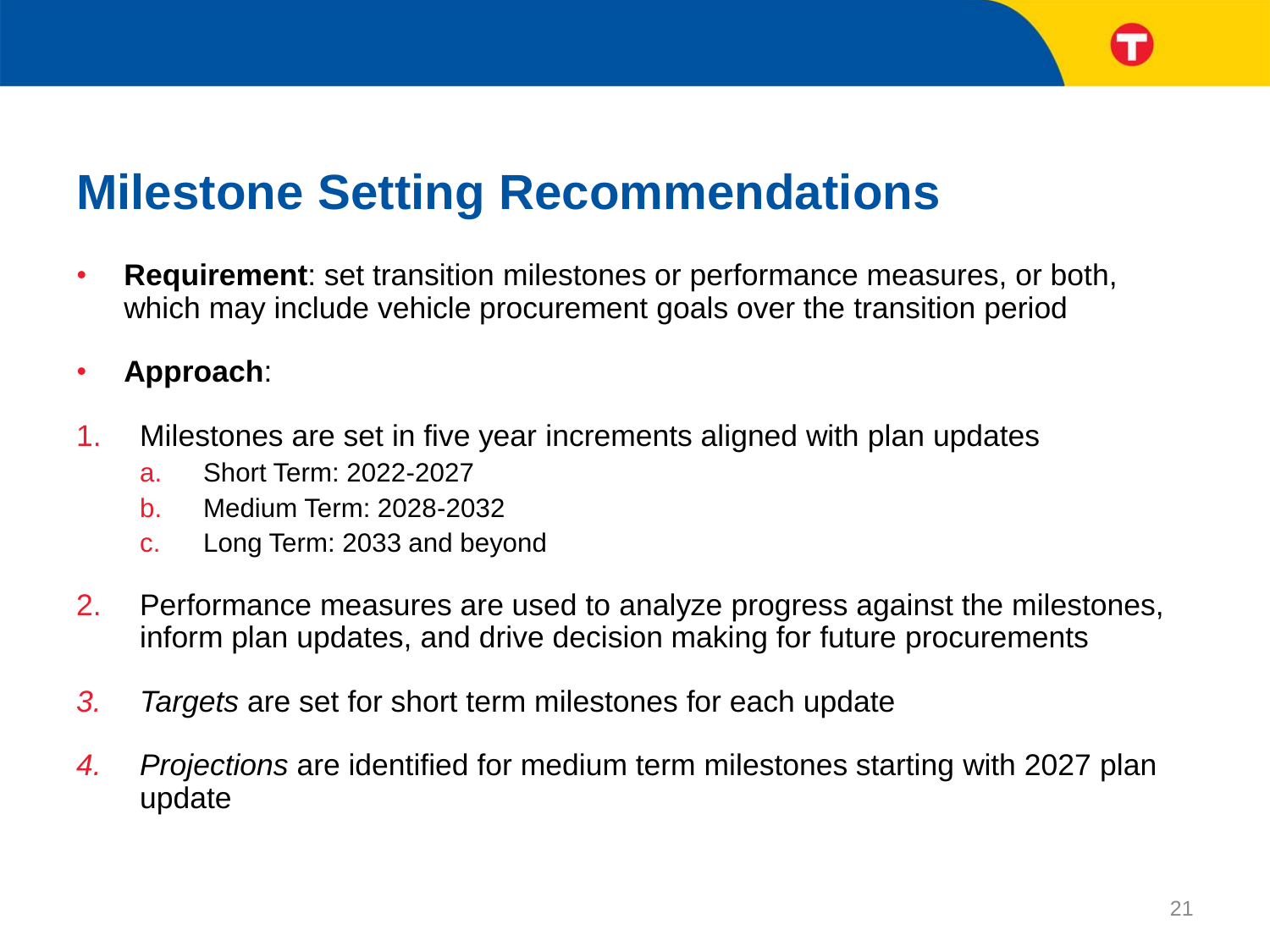# Milestone Setting Recommendations

- **Requirement**: set transition milestones or performance measures, or both, which may include vehicle procurement goals over the transition period
- **Approach**:

1. Milestones are set in five year increments aligned with plan updates
   a. Short Term: 2022-2027
   b. Medium Term: 2028-2032
   c. Long Term: 2033 and beyond
2. Performance measures are used to analyze progress against the milestones, inform plan updates, and drive decision making for future procurements
3. *Targets* are set for short term milestones for each update
4. *Projections* are identified for medium term milestones starting with 2027 plan update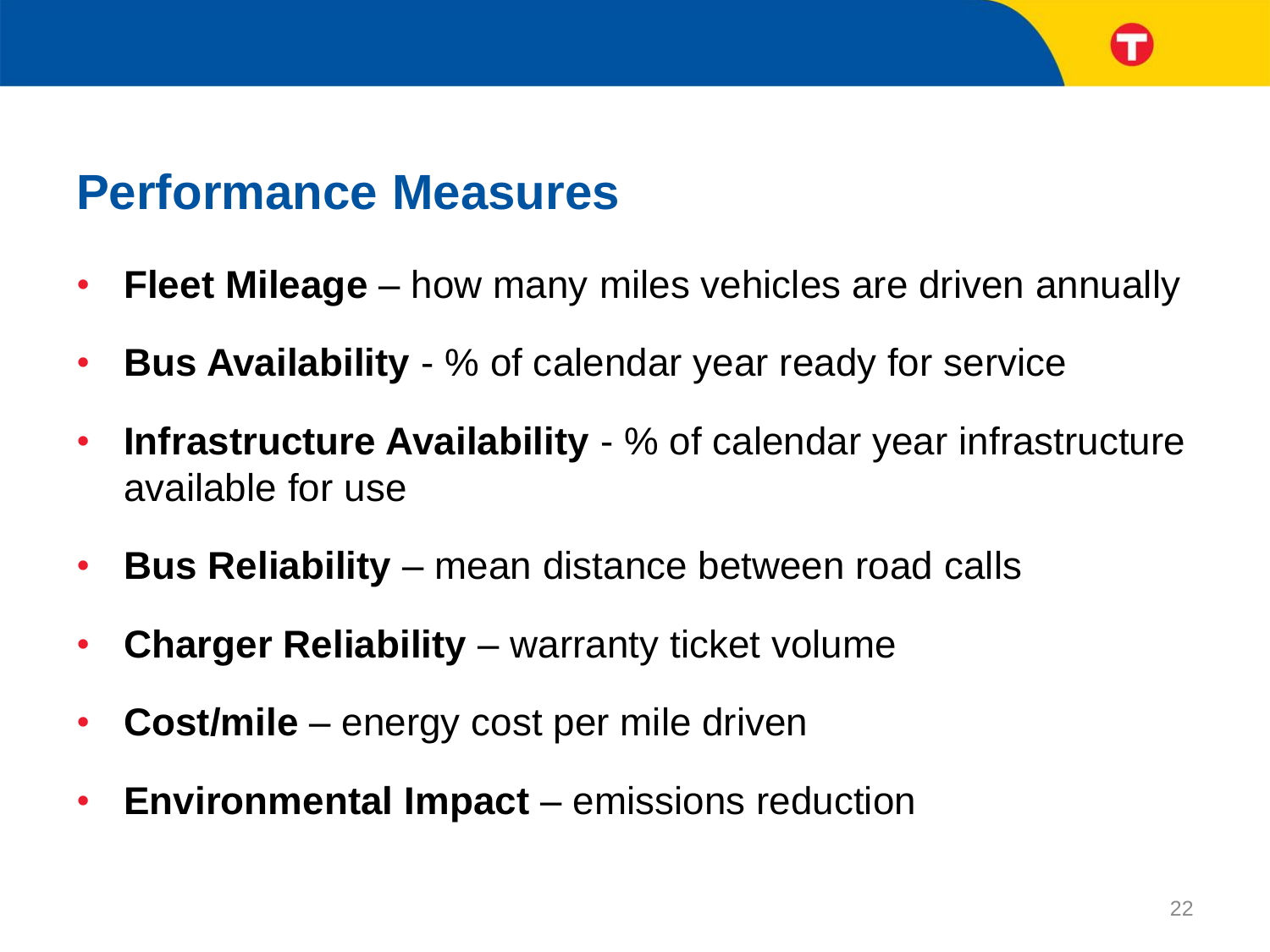## Performance Measures

- **Fleet Mileage** – how many miles vehicles are driven annually
- **Bus Availability** - % of calendar year ready for service
- **Infrastructure Availability** - % of calendar year infrastructure available for use
- **Bus Reliability** – mean distance between road calls
- **Charger Reliability** – warranty ticket volume
- **Cost/mile** – energy cost per mile driven
- **Environmental Impact** – emissions reduction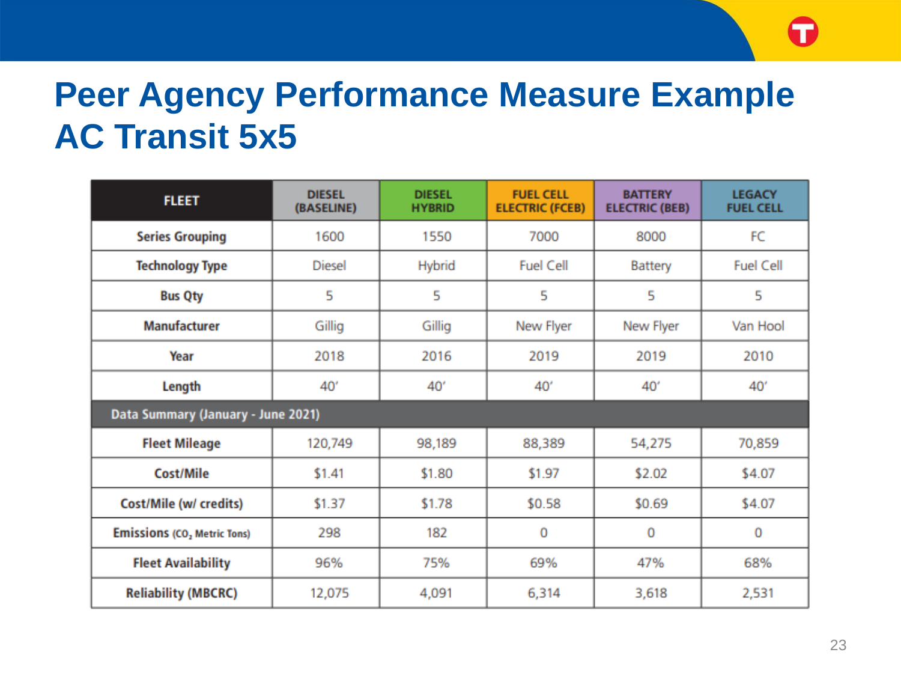# Peer Agency Performance Measure Example
# AC Transit 5x5

| FLEET | DIESEL (BASELINE) | DIESEL HYBRID | FUEL CELL ELECTRIC (FCEB) | BATTERY ELECTRIC (BEB) | LEGACY FUEL CELL |
|---|---|---|---|---|---|
| Series Grouping | 1600 | 1550 | 7000 | 8000 | FC |
| Technology Type | Diesel | Hybrid | Fuel Cell | Battery | Fuel Cell |
| Bus Qty | 5 | 5 | 5 | 5 | 5 |
| Manufacturer | Gillig | Gillig | New Flyer | New Flyer | Van Hool |
| Year | 2018 | 2016 | 2019 | 2019 | 2010 |
| Length | 40′ | 40′ | 40′ | 40′ | 40′ |
| **Data Summary (January - June 2021)** | | | | | |
| Fleet Mileage | 120,749 | 98,189 | 88,389 | 54,275 | 70,859 |
| Cost/Mile | $1.41 | $1.80 | $1.97 | $2.02 | $4.07 |
| Cost/Mile (w/ credits) | $1.37 | $1.78 | $0.58 | $0.69 | $4.07 |
| Emissions ($CO_2$ Metric Tons) | 298 | 182 | 0 | 0 | 0 |
| Fleet Availability | 96% | 75% | 69% | 47% | 68% |
| Reliability (MBCRC) | 12,075 | 4,091 | 6,314 | 3,618 | 2,531 |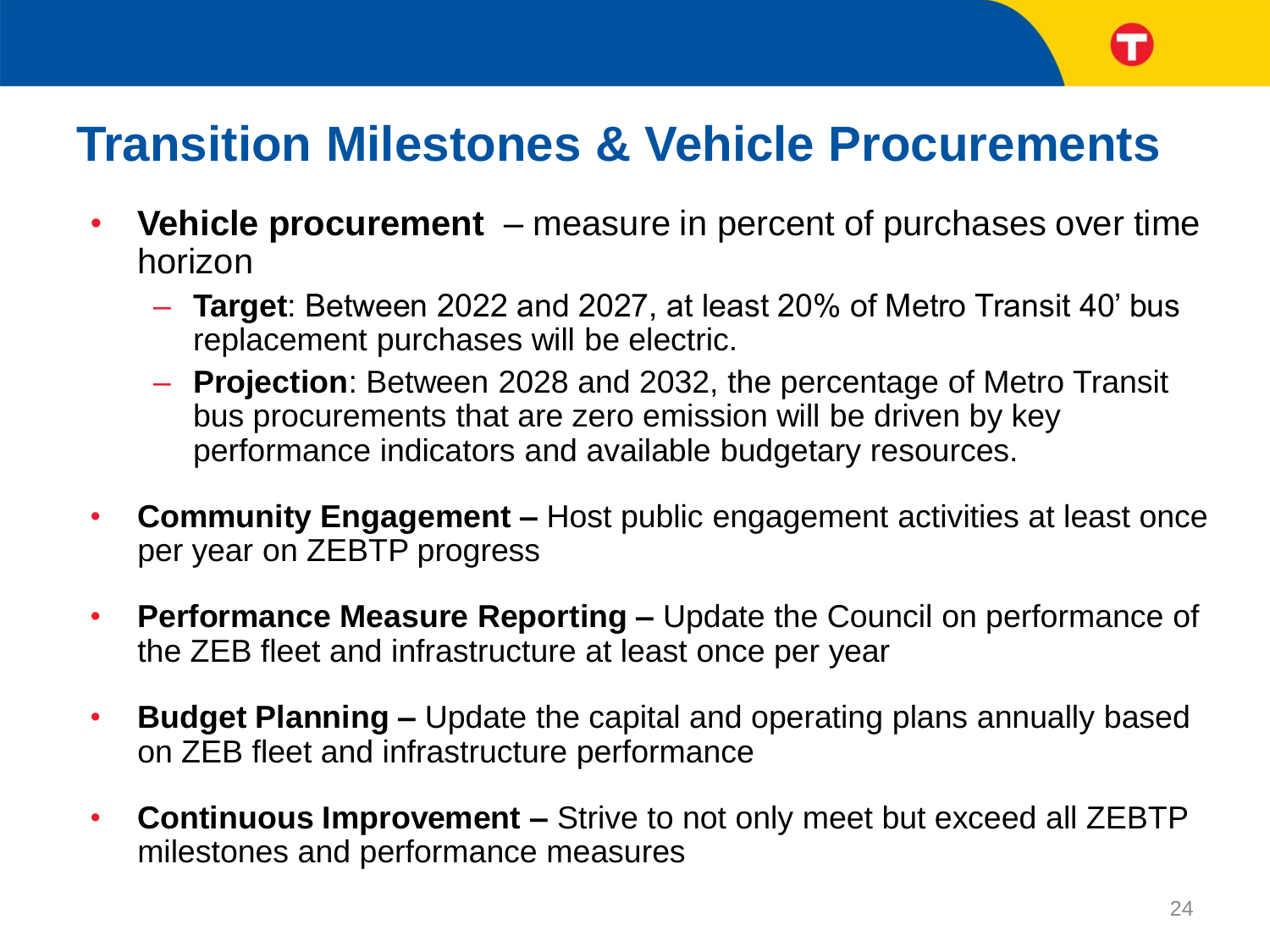# Transition Milestones & Vehicle Procurements

- **Vehicle procurement** – measure in percent of purchases over time horizon
  - **Target**: Between 2022 and 2027, at least 20% of Metro Transit 40' bus replacement purchases will be electric.
  - **Projection**: Between 2028 and 2032, the percentage of Metro Transit bus procurements that are zero emission will be driven by key performance indicators and available budgetary resources.
- **Community Engagement –** Host public engagement activities at least once per year on ZEBTP progress
- **Performance Measure Reporting –** Update the Council on performance of the ZEB fleet and infrastructure at least once per year
- **Budget Planning –** Update the capital and operating plans annually based on ZEB fleet and infrastructure performance
- **Continuous Improvement –** Strive to not only meet but exceed all ZEBTP milestones and performance measures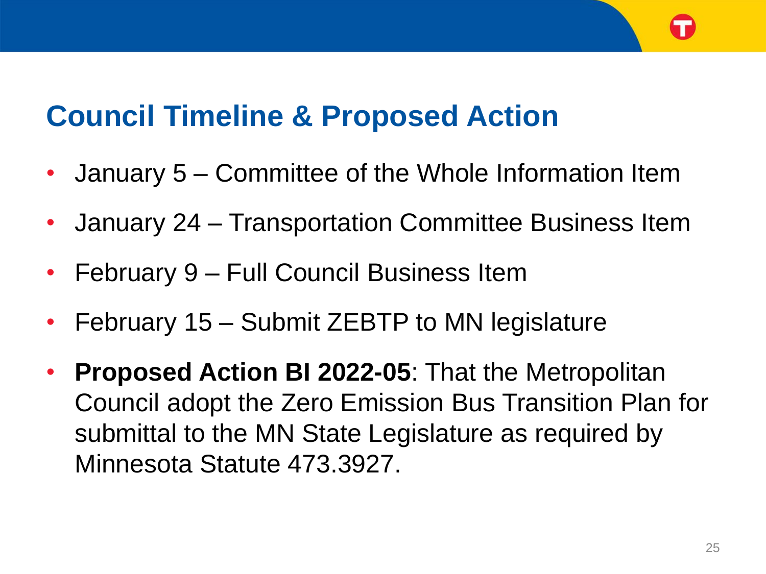## Council Timeline & Proposed Action

- January 5 – Committee of the Whole Information Item
- January 24 – Transportation Committee Business Item
- February 9 – Full Council Business Item
- February 15 – Submit ZEBTP to MN legislature
- **Proposed Action BI 2022-05**: That the Metropolitan Council adopt the Zero Emission Bus Transition Plan for submittal to the MN State Legislature as required by Minnesota Statute 473.3927.